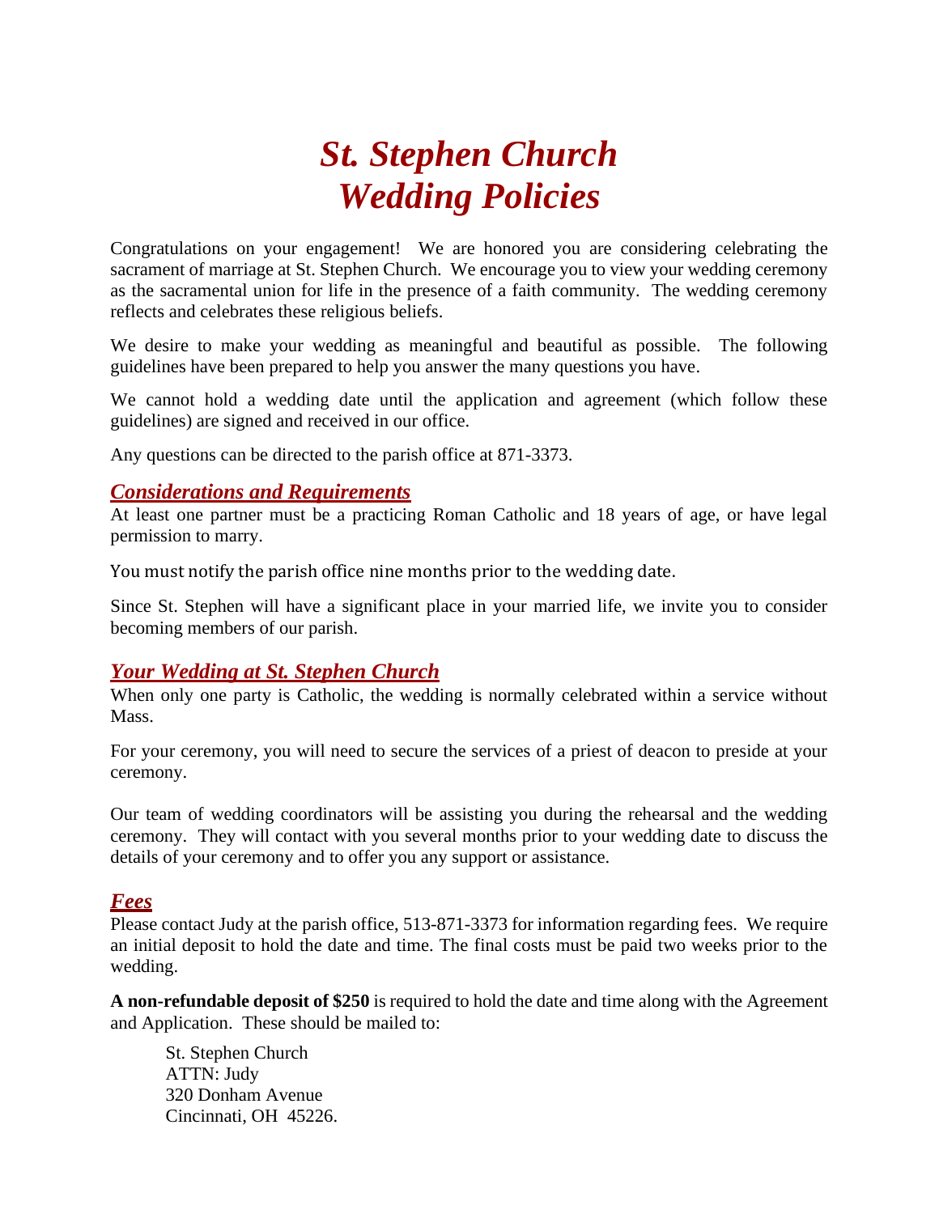# *St. Stephen Church*
# *Wedding Policies*

Congratulations on your engagement! We are honored you are considering celebrating the sacrament of marriage at St. Stephen Church. We encourage you to view your wedding ceremony as the sacramental union for life in the presence of a faith community. The wedding ceremony reflects and celebrates these religious beliefs.

We desire to make your wedding as meaningful and beautiful as possible. The following guidelines have been prepared to help you answer the many questions you have.

We cannot hold a wedding date until the application and agreement (which follow these guidelines) are signed and received in our office.

Any questions can be directed to the parish office at 871-3373.

## *Considerations and Requirements*

At least one partner must be a practicing Roman Catholic and 18 years of age, or have legal permission to marry.

You must notify the parish office nine months prior to the wedding date.

Since St. Stephen will have a significant place in your married life, we invite you to consider becoming members of our parish.

## *Your Wedding at St. Stephen Church*

When only one party is Catholic, the wedding is normally celebrated within a service without Mass.

For your ceremony, you will need to secure the services of a priest of deacon to preside at your ceremony.

Our team of wedding coordinators will be assisting you during the rehearsal and the wedding ceremony. They will contact with you several months prior to your wedding date to discuss the details of your ceremony and to offer you any support or assistance.

## *Fees*

Please contact Judy at the parish office, 513-871-3373 for information regarding fees. We require an initial deposit to hold the date and time. The final costs must be paid two weeks prior to the wedding.

**A non-refundable deposit of $250** is required to hold the date and time along with the Agreement and Application. These should be mailed to:

St. Stephen Church
ATTN: Judy
320 Donham Avenue
Cincinnati, OH 45226.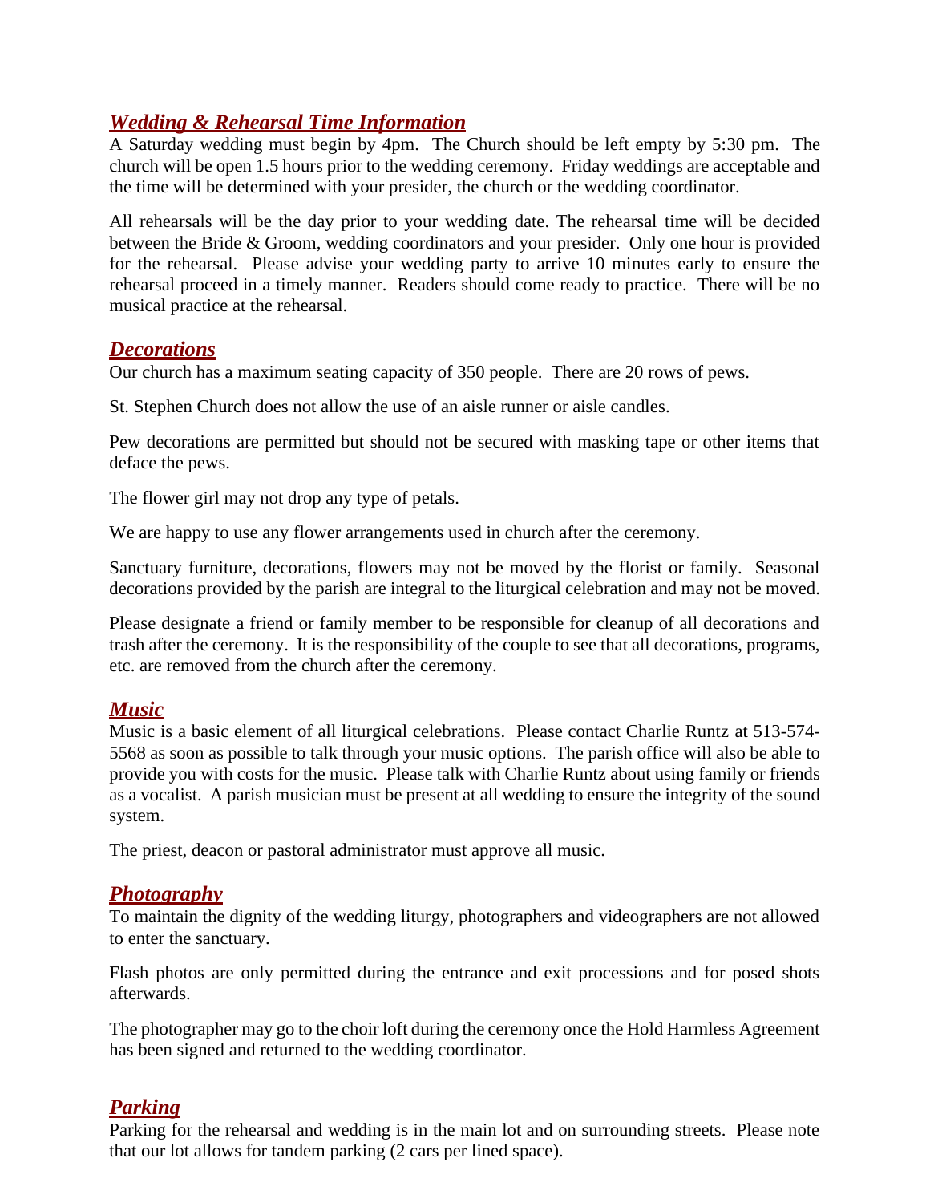## ***Wedding & Rehearsal Time Information***

A Saturday wedding must begin by 4pm. The Church should be left empty by 5:30 pm. The church will be open 1.5 hours prior to the wedding ceremony. Friday weddings are acceptable and the time will be determined with your presider, the church or the wedding coordinator.

All rehearsals will be the day prior to your wedding date. The rehearsal time will be decided between the Bride & Groom, wedding coordinators and your presider. Only one hour is provided for the rehearsal. Please advise your wedding party to arrive 10 minutes early to ensure the rehearsal proceed in a timely manner. Readers should come ready to practice. There will be no musical practice at the rehearsal.

## ***Decorations***

Our church has a maximum seating capacity of 350 people. There are 20 rows of pews.

St. Stephen Church does not allow the use of an aisle runner or aisle candles.

Pew decorations are permitted but should not be secured with masking tape or other items that deface the pews.

The flower girl may not drop any type of petals.

We are happy to use any flower arrangements used in church after the ceremony.

Sanctuary furniture, decorations, flowers may not be moved by the florist or family. Seasonal decorations provided by the parish are integral to the liturgical celebration and may not be moved.

Please designate a friend or family member to be responsible for cleanup of all decorations and trash after the ceremony. It is the responsibility of the couple to see that all decorations, programs, etc. are removed from the church after the ceremony.

## ***Music***

Music is a basic element of all liturgical celebrations. Please contact Charlie Runtz at 513-574-5568 as soon as possible to talk through your music options. The parish office will also be able to provide you with costs for the music. Please talk with Charlie Runtz about using family or friends as a vocalist. A parish musician must be present at all wedding to ensure the integrity of the sound system.

The priest, deacon or pastoral administrator must approve all music.

## ***Photography***

To maintain the dignity of the wedding liturgy, photographers and videographers are not allowed to enter the sanctuary.

Flash photos are only permitted during the entrance and exit processions and for posed shots afterwards.

The photographer may go to the choir loft during the ceremony once the Hold Harmless Agreement has been signed and returned to the wedding coordinator.

## ***Parking***

Parking for the rehearsal and wedding is in the main lot and on surrounding streets. Please note that our lot allows for tandem parking (2 cars per lined space).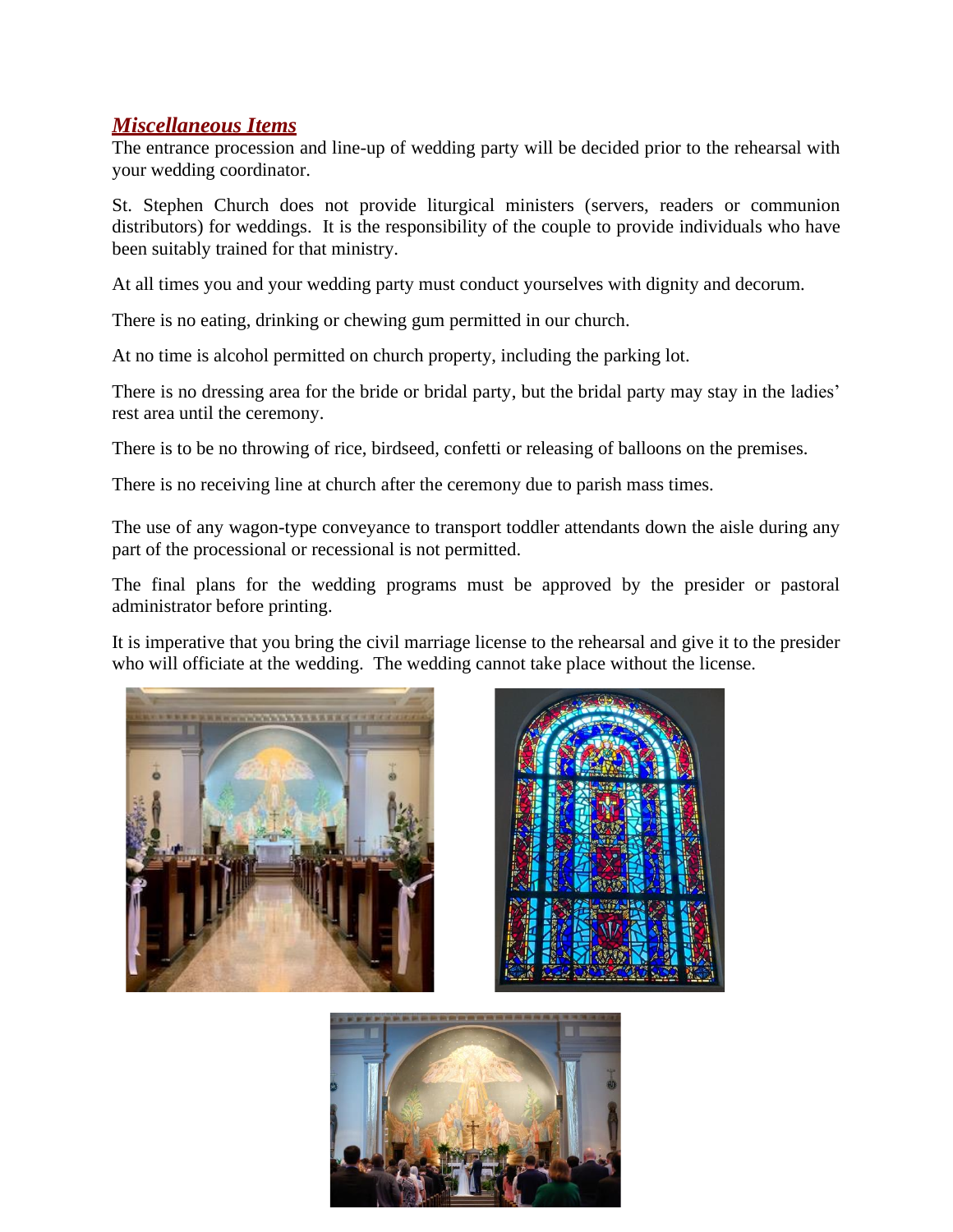## ***Miscellaneous Items***

The entrance procession and line-up of wedding party will be decided prior to the rehearsal with your wedding coordinator.

St. Stephen Church does not provide liturgical ministers (servers, readers or communion distributors) for weddings. It is the responsibility of the couple to provide individuals who have been suitably trained for that ministry.

At all times you and your wedding party must conduct yourselves with dignity and decorum.

There is no eating, drinking or chewing gum permitted in our church.

At no time is alcohol permitted on church property, including the parking lot.

There is no dressing area for the bride or bridal party, but the bridal party may stay in the ladies' rest area until the ceremony.

There is to be no throwing of rice, birdseed, confetti or releasing of balloons on the premises.

There is no receiving line at church after the ceremony due to parish mass times.

The use of any wagon-type conveyance to transport toddler attendants down the aisle during any part of the processional or recessional is not permitted.

The final plans for the wedding programs must be approved by the presider or pastoral administrator before printing.

It is imperative that you bring the civil marriage license to the rehearsal and give it to the presider who will officiate at the wedding. The wedding cannot take place without the license.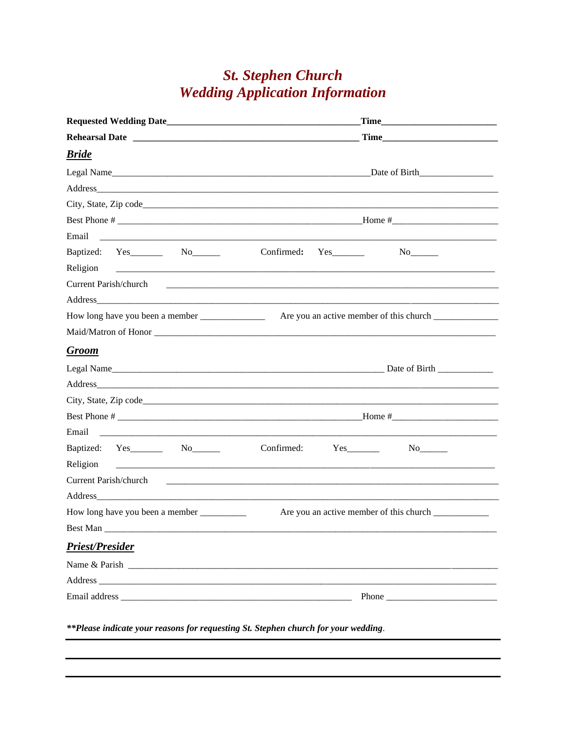# *St. Stephen Church*
# *Wedding Application Information*

**Requested Wedding Date**_________________________________________**Time**________________________

**Rehearsal Date** ________________________________________________ **Time**________________________

## ***Bride***

Legal Name_______________________________________________________Date of Birth________________

Address______________________________________________________________________________________

City, State, Zip code__________________________________________________________________________

Best Phone # ___________________________________________________Home #______________________

Email ________________________________________________________________________________________

Baptized: Yes_______ No______ Confirmed**:** Yes_______ No______

Religion ______________________________________________________________________________________

Current Parish/church _________________________________________________________________________

Address______________________________________________________________________________________

How long have you been a member ______________ Are you an active member of this church ______________

Maid/Matron of Honor __________________________________________________________________________

## ***Groom***

Legal Name_____________________________________________________________ Date of Birth ____________

Address______________________________________________________________________________________

City, State, Zip code__________________________________________________________________________

Best Phone # ___________________________________________________Home #______________________

Email ________________________________________________________________________________________

Baptized: Yes_______ No______ Confirmed: Yes_______ No______

Religion ______________________________________________________________________________________

Current Parish/church _________________________________________________________________________

Address______________________________________________________________________________________

How long have you been a member __________ Are you an active member of this church ____________

Best Man _____________________________________________________________________________________

## ***Priest/Presider***

Name & Parish ________________________________________________________________________________

Address ______________________________________________________________________________________

Email address ___________________________________________________ Phone ________________________

***\*\*Please indicate your reasons for requesting St. Stephen church for your wedding**.*

---

---

---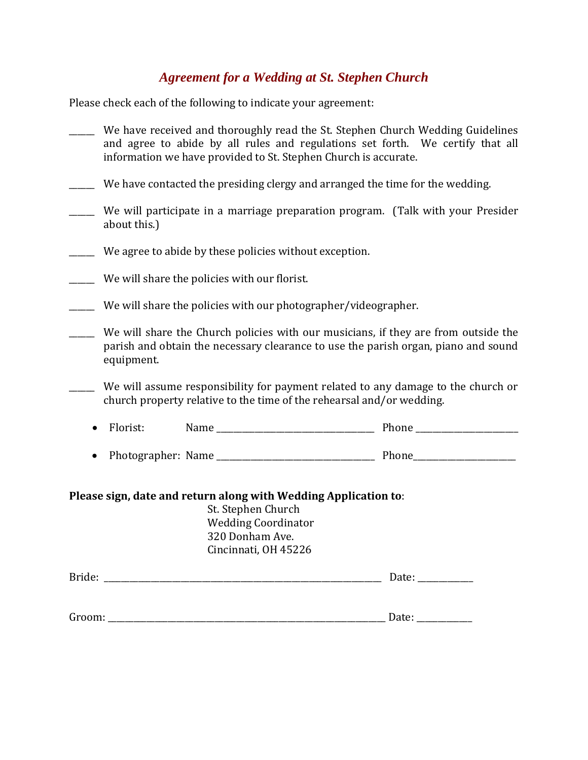## *Agreement for a Wedding at St. Stephen Church*

Please check each of the following to indicate your agreement:

_____ We have received and thoroughly read the St. Stephen Church Wedding Guidelines and agree to abide by all rules and regulations set forth. We certify that all information we have provided to St. Stephen Church is accurate.

_____ We have contacted the presiding clergy and arranged the time for the wedding.

_____ We will participate in a marriage preparation program. (Talk with your Presider about this.)

_____ We agree to abide by these policies without exception.

_____ We will share the policies with our florist.

_____ We will share the policies with our photographer/videographer.

_____ We will share the Church policies with our musicians, if they are from outside the parish and obtain the necessary clearance to use the parish organ, piano and sound equipment.

_____ We will assume responsibility for payment related to any damage to the church or church property relative to the time of the rehearsal and/or wedding.

- Florist: Name ___________________________________ Phone ________________________
- Photographer: Name ___________________________________ Phone________________________

**Please sign, date and return along with Wedding Application to**:

St. Stephen Church
Wedding Coordinator
320 Donham Ave.
Cincinnati, OH 45226

Bride: ______________________________________________________________ Date: ____________

Groom: _____________________________________________________________ Date: ____________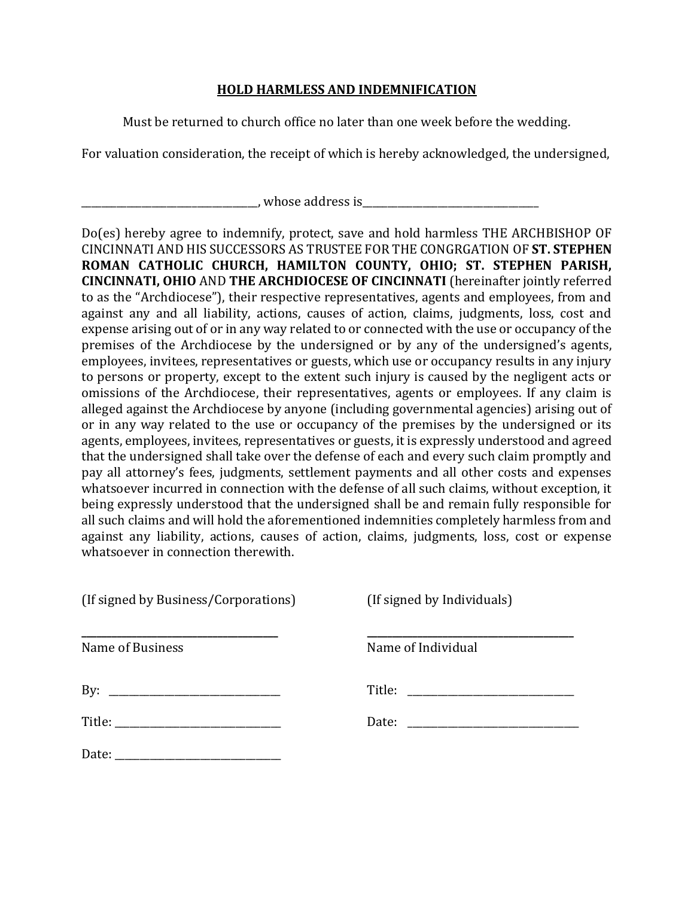## HOLD HARMLESS AND INDEMNIFICATION

Must be returned to church office no later than one week before the wedding.

For valuation consideration, the receipt of which is hereby acknowledged, the undersigned,

_________________________________, whose address is_________________________________

Do(es) hereby agree to indemnify, protect, save and hold harmless THE ARCHBISHOP OF CINCINNATI AND HIS SUCCESSORS AS TRUSTEE FOR THE CONGRGATION OF **ST. STEPHEN ROMAN CATHOLIC CHURCH, HAMILTON COUNTY, OHIO; ST. STEPHEN PARISH, CINCINNATI, OHIO** AND **THE ARCHDIOCESE OF CINCINNATI** (hereinafter jointly referred to as the "Archdiocese"), their respective representatives, agents and employees, from and against any and all liability, actions, causes of action, claims, judgments, loss, cost and expense arising out of or in any way related to or connected with the use or occupancy of the premises of the Archdiocese by the undersigned or by any of the undersigned's agents, employees, invitees, representatives or guests, which use or occupancy results in any injury to persons or property, except to the extent such injury is caused by the negligent acts or omissions of the Archdiocese, their representatives, agents or employees. If any claim is alleged against the Archdiocese by anyone (including governmental agencies) arising out of or in any way related to the use or occupancy of the premises by the undersigned or its agents, employees, invitees, representatives or guests, it is expressly understood and agreed that the undersigned shall take over the defense of each and every such claim promptly and pay all attorney's fees, judgments, settlement payments and all other costs and expenses whatsoever incurred in connection with the defense of all such claims, without exception, it being expressly understood that the undersigned shall be and remain fully responsible for all such claims and will hold the aforementioned indemnities completely harmless from and against any liability, actions, causes of action, claims, judgments, loss, cost or expense whatsoever in connection therewith.

(If signed by Business/Corporations)

_________________________________
Name of Business

By: _________________________________

Title: _________________________________

Date: _________________________________

(If signed by Individuals)

_________________________________
Name of Individual

Title: _________________________________

Date: _________________________________